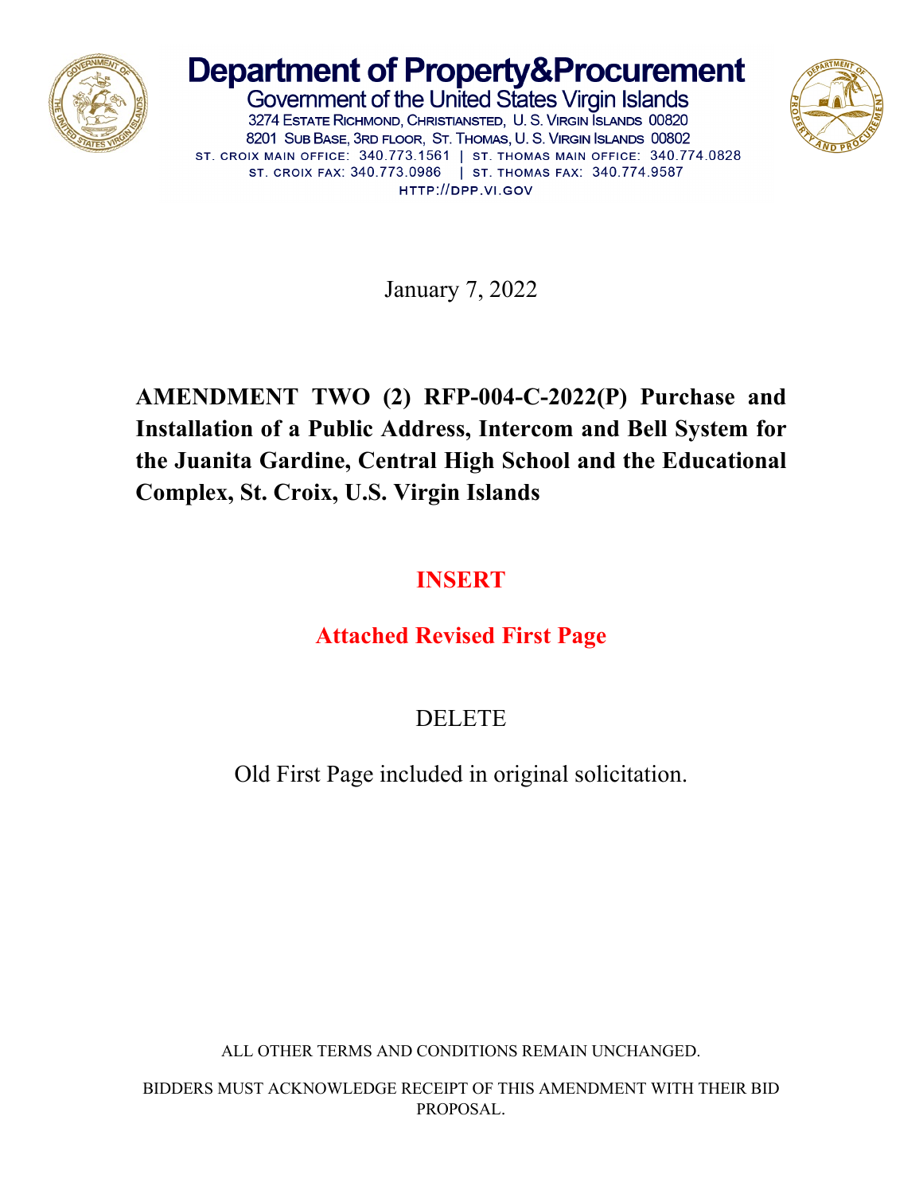# Department of Property&Procurement

Government of the United States Virgin Islands

3274 Estate Richmond, Christiansted, U. S. Virgin Islands 00820

8201 Sub Base, 3rd floor, St. Thomas, U. S. Virgin Islands 00802

ST. CROIX MAIN OFFICE: 340.773.1561 | ST. THOMAS MAIN OFFICE: 340.774.0828

ST. CROIX FAX: 340.773.0986 | ST. THOMAS FAX: 340.774.9587

HTTP://DPP.VI.GOV

January 7, 2022

**AMENDMENT TWO (2) RFP-004-C-2022(P) Purchase and Installation of a Public Address, Intercom and Bell System for the Juanita Gardine, Central High School and the Educational Complex, St. Croix, U.S. Virgin Islands**

**INSERT**

**Attached Revised First Page**

DELETE

Old First Page included in original solicitation.

ALL OTHER TERMS AND CONDITIONS REMAIN UNCHANGED.

BIDDERS MUST ACKNOWLEDGE RECEIPT OF THIS AMENDMENT WITH THEIR BID PROPOSAL.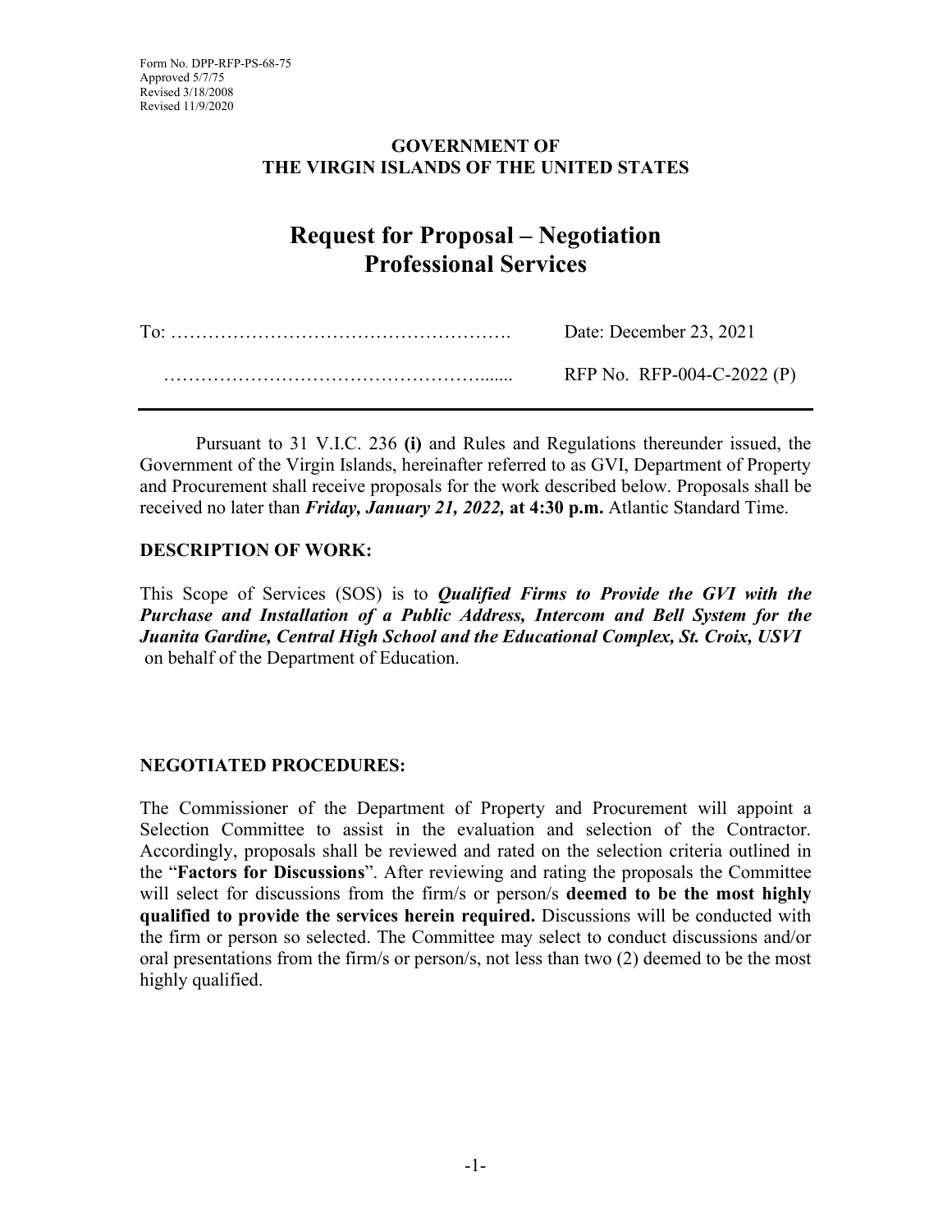Form No. DPP-RFP-PS-68-75
Approved 5/7/75
Revised 3/18/2008
Revised 11/9/2020

**GOVERNMENT OF**
**THE VIRGIN ISLANDS OF THE UNITED STATES**

# Request for Proposal – Negotiation Professional Services

| | |
|---|---|
| To: ………………………………………………. | Date: December 23, 2021 |
| …………………………………………….......  | RFP No. RFP-004-C-2022 (P) |

Pursuant to 31 V.I.C. 236 **(i)** and Rules and Regulations thereunder issued, the Government of the Virgin Islands, hereinafter referred to as GVI, Department of Property and Procurement shall receive proposals for the work described below. Proposals shall be received no later than ***Friday, January 21, 2022,*** **at 4:30 p.m.** Atlantic Standard Time.

**DESCRIPTION OF WORK:**

This Scope of Services (SOS) is to ***Qualified Firms to Provide the GVI with the Purchase and Installation of a Public Address, Intercom and Bell System for the Juanita Gardine, Central High School and the Educational Complex, St. Croix, USVI*** on behalf of the Department of Education.

**NEGOTIATED PROCEDURES:**

The Commissioner of the Department of Property and Procurement will appoint a Selection Committee to assist in the evaluation and selection of the Contractor. Accordingly, proposals shall be reviewed and rated on the selection criteria outlined in the "**Factors for Discussions**". After reviewing and rating the proposals the Committee will select for discussions from the firm/s or person/s **deemed to be the most highly qualified to provide the services herein required.** Discussions will be conducted with the firm or person so selected. The Committee may select to conduct discussions and/or oral presentations from the firm/s or person/s, not less than two (2) deemed to be the most highly qualified.